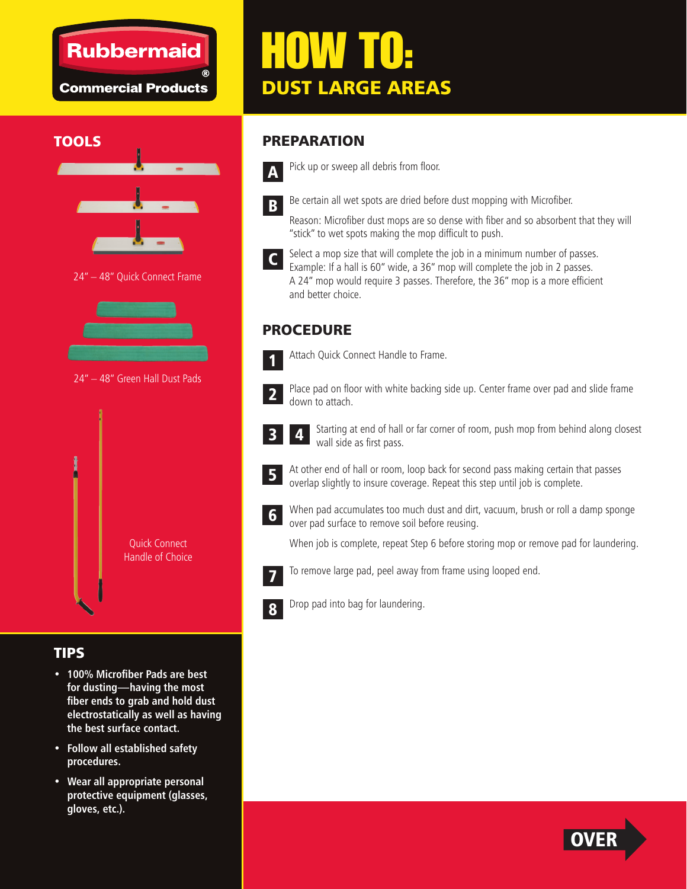Rubbermaid Commercial Products

# HOW TO: DUST LARGE AREAS

## TOOLS

24" – 48" Quick Connect Frame

24" – 48" Green Hall Dust Pads

Quick Connect Handle of Choice

## PREPARATION

**A** Pick up or sweep all debris from floor.

**B** Be certain all wet spots are dried before dust mopping with Microfiber.

Reason: Microfiber dust mops are so dense with fiber and so absorbent that they will "stick" to wet spots making the mop difficult to push.

**C** Select a mop size that will complete the job in a minimum number of passes. Example: If a hall is 60" wide, a 36" mop will complete the job in 2 passes. A 24" mop would require 3 passes. Therefore, the 36" mop is a more efficient and better choice.

## PROCEDURE

**1** Attach Quick Connect Handle to Frame.

**2** Place pad on floor with white backing side up. Center frame over pad and slide frame down to attach.

**3** **4** Starting at end of hall or far corner of room, push mop from behind along closest wall side as first pass.

**5** At other end of hall or room, loop back for second pass making certain that passes overlap slightly to insure coverage. Repeat this step until job is complete.

**6** When pad accumulates too much dust and dirt, vacuum, brush or roll a damp sponge over pad surface to remove soil before reusing.

When job is complete, repeat Step 6 before storing mop or remove pad for laundering.

**7** To remove large pad, peel away from frame using looped end.

**8** Drop pad into bag for laundering.

## TIPS

- **100% Microfiber Pads are best for dusting—having the most fiber ends to grab and hold dust electrostatically as well as having the best surface contact.**
- **Follow all established safety procedures.**
- **Wear all appropriate personal protective equipment (glasses, gloves, etc.).**

OVER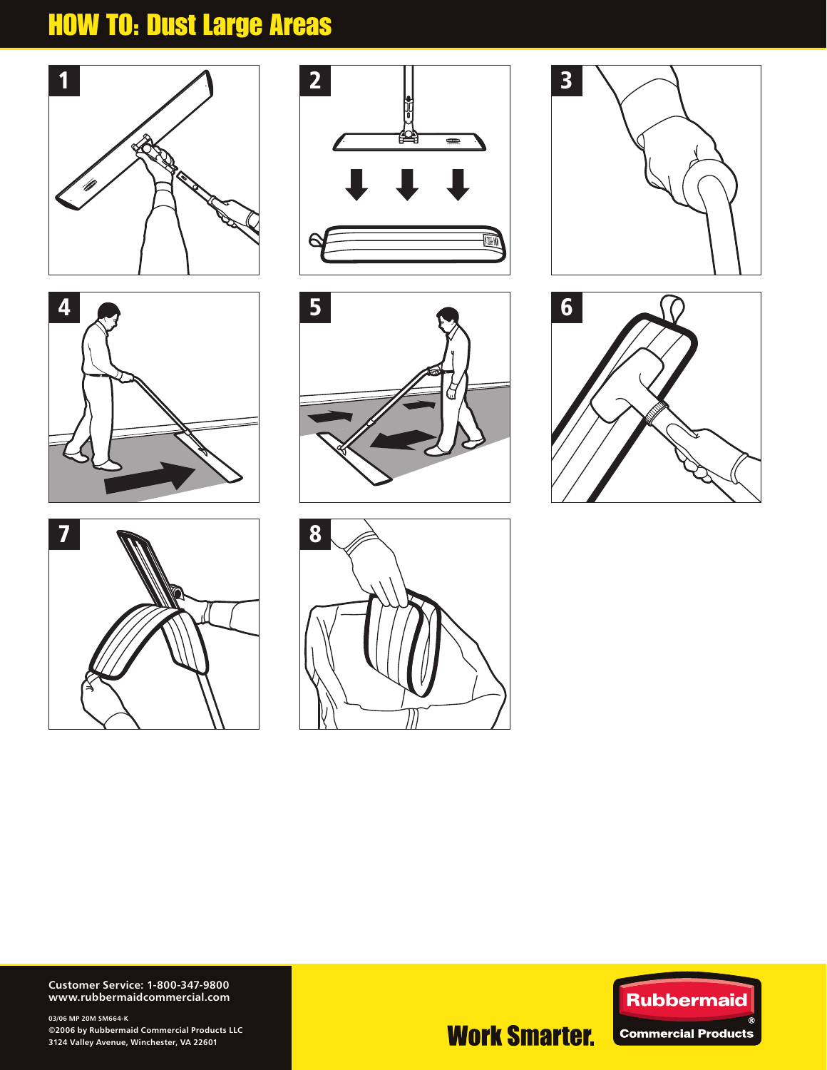# HOW TO: Dust Large Areas

1

2

3

4

5

6

7

8

Customer Service: 1-800-347-9800
www.rubbermaidcommercial.com

03/06 MP 20M SM664-K
©2006 by Rubbermaid Commercial Products LLC
3124 Valley Avenue, Winchester, VA 22601

Work Smarter.

Rubbermaid®
Commercial Products